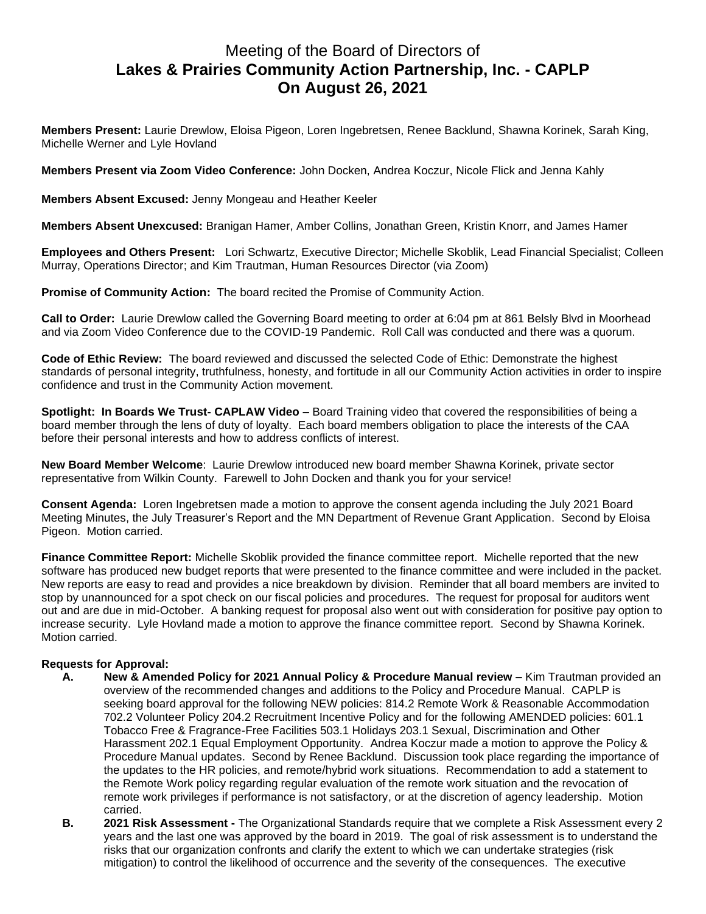# Meeting of the Board of Directors of
# Lakes & Prairies Community Action Partnership, Inc. - CAPLP
# On August 26, 2021

**Members Present:** Laurie Drewlow, Eloisa Pigeon, Loren Ingebretsen, Renee Backlund, Shawna Korinek, Sarah King, Michelle Werner and Lyle Hovland

**Members Present via Zoom Video Conference:** John Docken, Andrea Koczur, Nicole Flick and Jenna Kahly

**Members Absent Excused:** Jenny Mongeau and Heather Keeler

**Members Absent Unexcused:** Branigan Hamer, Amber Collins, Jonathan Green, Kristin Knorr, and James Hamer

**Employees and Others Present:** Lori Schwartz, Executive Director; Michelle Skoblik, Lead Financial Specialist; Colleen Murray, Operations Director; and Kim Trautman, Human Resources Director (via Zoom)

**Promise of Community Action:** The board recited the Promise of Community Action.

**Call to Order:** Laurie Drewlow called the Governing Board meeting to order at 6:04 pm at 861 Belsly Blvd in Moorhead and via Zoom Video Conference due to the COVID-19 Pandemic. Roll Call was conducted and there was a quorum.

**Code of Ethic Review:** The board reviewed and discussed the selected Code of Ethic: Demonstrate the highest standards of personal integrity, truthfulness, honesty, and fortitude in all our Community Action activities in order to inspire confidence and trust in the Community Action movement.

**Spotlight: In Boards We Trust- CAPLAW Video –** Board Training video that covered the responsibilities of being a board member through the lens of duty of loyalty. Each board members obligation to place the interests of the CAA before their personal interests and how to address conflicts of interest.

**New Board Member Welcome**: Laurie Drewlow introduced new board member Shawna Korinek, private sector representative from Wilkin County. Farewell to John Docken and thank you for your service!

**Consent Agenda:** Loren Ingebretsen made a motion to approve the consent agenda including the July 2021 Board Meeting Minutes, the July Treasurer's Report and the MN Department of Revenue Grant Application. Second by Eloisa Pigeon. Motion carried.

**Finance Committee Report:** Michelle Skoblik provided the finance committee report. Michelle reported that the new software has produced new budget reports that were presented to the finance committee and were included in the packet. New reports are easy to read and provides a nice breakdown by division. Reminder that all board members are invited to stop by unannounced for a spot check on our fiscal policies and procedures. The request for proposal for auditors went out and are due in mid-October. A banking request for proposal also went out with consideration for positive pay option to increase security. Lyle Hovland made a motion to approve the finance committee report. Second by Shawna Korinek. Motion carried.

**Requests for Approval:**

- **A. New & Amended Policy for 2021 Annual Policy & Procedure Manual review –** Kim Trautman provided an overview of the recommended changes and additions to the Policy and Procedure Manual. CAPLP is seeking board approval for the following NEW policies: 814.2 Remote Work & Reasonable Accommodation 702.2 Volunteer Policy 204.2 Recruitment Incentive Policy and for the following AMENDED policies: 601.1 Tobacco Free & Fragrance-Free Facilities 503.1 Holidays 203.1 Sexual, Discrimination and Other Harassment 202.1 Equal Employment Opportunity. Andrea Koczur made a motion to approve the Policy & Procedure Manual updates. Second by Renee Backlund. Discussion took place regarding the importance of the updates to the HR policies, and remote/hybrid work situations. Recommendation to add a statement to the Remote Work policy regarding regular evaluation of the remote work situation and the revocation of remote work privileges if performance is not satisfactory, or at the discretion of agency leadership. Motion carried.
- **B. 2021 Risk Assessment -** The Organizational Standards require that we complete a Risk Assessment every 2 years and the last one was approved by the board in 2019. The goal of risk assessment is to understand the risks that our organization confronts and clarify the extent to which we can undertake strategies (risk mitigation) to control the likelihood of occurrence and the severity of the consequences. The executive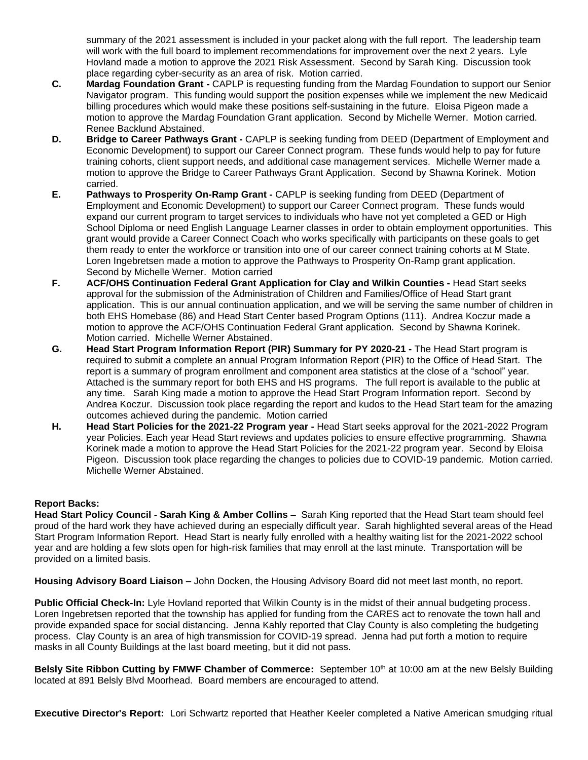summary of the 2021 assessment is included in your packet along with the full report. The leadership team will work with the full board to implement recommendations for improvement over the next 2 years. Lyle Hovland made a motion to approve the 2021 Risk Assessment. Second by Sarah King. Discussion took place regarding cyber-security as an area of risk. Motion carried.

**C. Mardag Foundation Grant -** CAPLP is requesting funding from the Mardag Foundation to support our Senior Navigator program. This funding would support the position expenses while we implement the new Medicaid billing procedures which would make these positions self-sustaining in the future. Eloisa Pigeon made a motion to approve the Mardag Foundation Grant application. Second by Michelle Werner. Motion carried. Renee Backlund Abstained.

**D. Bridge to Career Pathways Grant -** CAPLP is seeking funding from DEED (Department of Employment and Economic Development) to support our Career Connect program. These funds would help to pay for future training cohorts, client support needs, and additional case management services. Michelle Werner made a motion to approve the Bridge to Career Pathways Grant Application. Second by Shawna Korinek. Motion carried.

**E. Pathways to Prosperity On-Ramp Grant -** CAPLP is seeking funding from DEED (Department of Employment and Economic Development) to support our Career Connect program. These funds would expand our current program to target services to individuals who have not yet completed a GED or High School Diploma or need English Language Learner classes in order to obtain employment opportunities. This grant would provide a Career Connect Coach who works specifically with participants on these goals to get them ready to enter the workforce or transition into one of our career connect training cohorts at M State. Loren Ingebretsen made a motion to approve the Pathways to Prosperity On-Ramp grant application. Second by Michelle Werner. Motion carried

**F. ACF/OHS Continuation Federal Grant Application for Clay and Wilkin Counties -** Head Start seeks approval for the submission of the Administration of Children and Families/Office of Head Start grant application. This is our annual continuation application, and we will be serving the same number of children in both EHS Homebase (86) and Head Start Center based Program Options (111). Andrea Koczur made a motion to approve the ACF/OHS Continuation Federal Grant application. Second by Shawna Korinek. Motion carried. Michelle Werner Abstained.

**G. Head Start Program Information Report (PIR) Summary for PY 2020-21 -** The Head Start program is required to submit a complete an annual Program Information Report (PIR) to the Office of Head Start. The report is a summary of program enrollment and component area statistics at the close of a "school" year. Attached is the summary report for both EHS and HS programs. The full report is available to the public at any time. Sarah King made a motion to approve the Head Start Program Information report. Second by Andrea Koczur. Discussion took place regarding the report and kudos to the Head Start team for the amazing outcomes achieved during the pandemic. Motion carried

**H. Head Start Policies for the 2021-22 Program year -** Head Start seeks approval for the 2021-2022 Program year Policies. Each year Head Start reviews and updates policies to ensure effective programming. Shawna Korinek made a motion to approve the Head Start Policies for the 2021-22 program year. Second by Eloisa Pigeon. Discussion took place regarding the changes to policies due to COVID-19 pandemic. Motion carried. Michelle Werner Abstained.

**Report Backs:**

**Head Start Policy Council - Sarah King & Amber Collins –** Sarah King reported that the Head Start team should feel proud of the hard work they have achieved during an especially difficult year. Sarah highlighted several areas of the Head Start Program Information Report. Head Start is nearly fully enrolled with a healthy waiting list for the 2021-2022 school year and are holding a few slots open for high-risk families that may enroll at the last minute. Transportation will be provided on a limited basis.

**Housing Advisory Board Liaison –** John Docken, the Housing Advisory Board did not meet last month, no report.

**Public Official Check-In:** Lyle Hovland reported that Wilkin County is in the midst of their annual budgeting process. Loren Ingebretsen reported that the township has applied for funding from the CARES act to renovate the town hall and provide expanded space for social distancing. Jenna Kahly reported that Clay County is also completing the budgeting process. Clay County is an area of high transmission for COVID-19 spread. Jenna had put forth a motion to require masks in all County Buildings at the last board meeting, but it did not pass.

**Belsly Site Ribbon Cutting by FMWF Chamber of Commerce:** September 10th at 10:00 am at the new Belsly Building located at 891 Belsly Blvd Moorhead. Board members are encouraged to attend.

**Executive Director's Report:** Lori Schwartz reported that Heather Keeler completed a Native American smudging ritual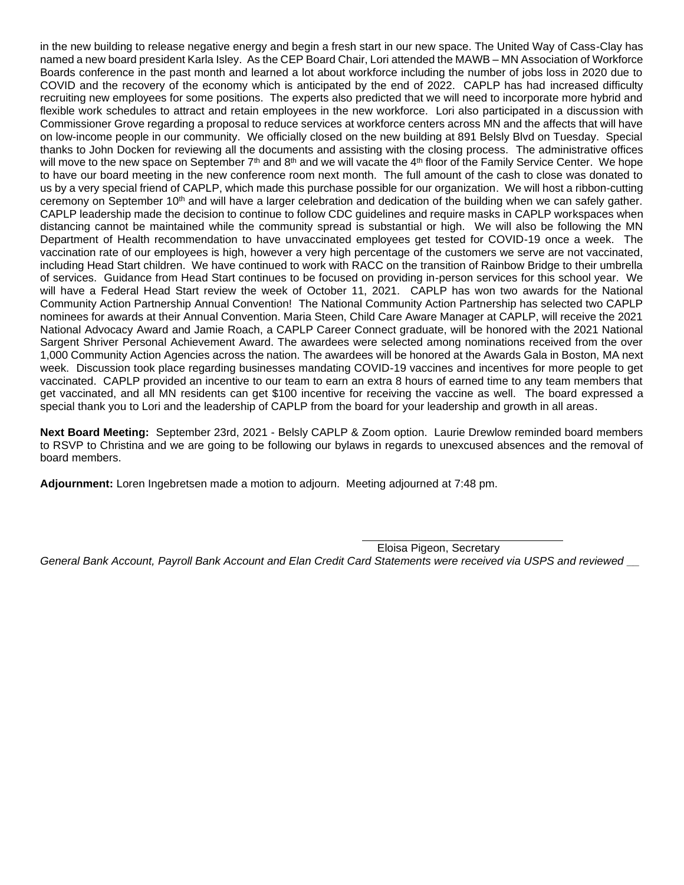in the new building to release negative energy and begin a fresh start in our new space. The United Way of Cass-Clay has named a new board president Karla Isley. As the CEP Board Chair, Lori attended the MAWB – MN Association of Workforce Boards conference in the past month and learned a lot about workforce including the number of jobs loss in 2020 due to COVID and the recovery of the economy which is anticipated by the end of 2022. CAPLP has had increased difficulty recruiting new employees for some positions. The experts also predicted that we will need to incorporate more hybrid and flexible work schedules to attract and retain employees in the new workforce. Lori also participated in a discussion with Commissioner Grove regarding a proposal to reduce services at workforce centers across MN and the affects that will have on low-income people in our community. We officially closed on the new building at 891 Belsly Blvd on Tuesday. Special thanks to John Docken for reviewing all the documents and assisting with the closing process. The administrative offices will move to the new space on September 7th and 8th and we will vacate the 4th floor of the Family Service Center. We hope to have our board meeting in the new conference room next month. The full amount of the cash to close was donated to us by a very special friend of CAPLP, which made this purchase possible for our organization. We will host a ribbon-cutting ceremony on September 10th and will have a larger celebration and dedication of the building when we can safely gather. CAPLP leadership made the decision to continue to follow CDC guidelines and require masks in CAPLP workspaces when distancing cannot be maintained while the community spread is substantial or high. We will also be following the MN Department of Health recommendation to have unvaccinated employees get tested for COVID-19 once a week. The vaccination rate of our employees is high, however a very high percentage of the customers we serve are not vaccinated, including Head Start children. We have continued to work with RACC on the transition of Rainbow Bridge to their umbrella of services. Guidance from Head Start continues to be focused on providing in-person services for this school year. We will have a Federal Head Start review the week of October 11, 2021. CAPLP has won two awards for the National Community Action Partnership Annual Convention! The National Community Action Partnership has selected two CAPLP nominees for awards at their Annual Convention. Maria Steen, Child Care Aware Manager at CAPLP, will receive the 2021 National Advocacy Award and Jamie Roach, a CAPLP Career Connect graduate, will be honored with the 2021 National Sargent Shriver Personal Achievement Award. The awardees were selected among nominations received from the over 1,000 Community Action Agencies across the nation. The awardees will be honored at the Awards Gala in Boston, MA next week. Discussion took place regarding businesses mandating COVID-19 vaccines and incentives for more people to get vaccinated. CAPLP provided an incentive to our team to earn an extra 8 hours of earned time to any team members that get vaccinated, and all MN residents can get $100 incentive for receiving the vaccine as well. The board expressed a special thank you to Lori and the leadership of CAPLP from the board for your leadership and growth in all areas.

**Next Board Meeting:** September 23rd, 2021 - Belsly CAPLP & Zoom option. Laurie Drewlow reminded board members to RSVP to Christina and we are going to be following our bylaws in regards to unexcused absences and the removal of board members.

**Adjournment:** Loren Ingebretsen made a motion to adjourn. Meeting adjourned at 7:48 pm.

\_\_\_\_\_\_\_\_\_\_\_\_\_\_\_\_\_\_\_\_\_\_\_\_\_\_\_\_\_\_\_\_\_\_

Eloisa Pigeon, Secretary

*General Bank Account, Payroll Bank Account and Elan Credit Card Statements were received via USPS and reviewed \_\_*